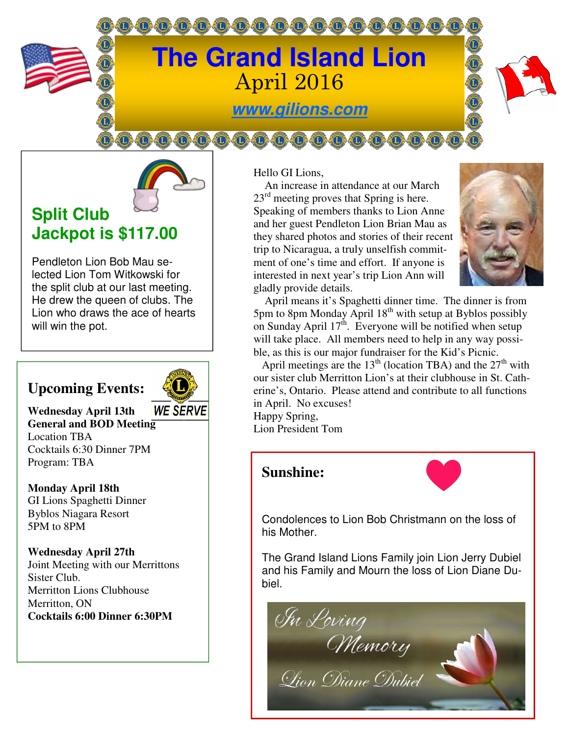# The Grand Island Lion

April 2016

**www.gilions.com**

## Split Club Jackpot is $117.00

Pendleton Lion Bob Mau selected Lion Tom Witkowski for the split club at our last meeting. He drew the queen of clubs. The Lion who draws the ace of hearts will win the pot.

## Upcoming Events:

WE SERVE

**Wednesday April 13th**
**General and BOD Meeting**
Location TBA
Cocktails 6:30 Dinner 7PM
Program: TBA

**Monday April 18th**
GI Lions Spaghetti Dinner
Byblos Niagara Resort
5PM to 8PM

**Wednesday April 27th**
Joint Meeting with our Merrittons Sister Club.
Merritton Lions Clubhouse
Merritton, ON
**Cocktails 6:00 Dinner 6:30PM**

Hello GI Lions,

An increase in attendance at our March 23rd meeting proves that Spring is here. Speaking of members thanks to Lion Anne and her guest Pendleton Lion Brian Mau as they shared photos and stories of their recent trip to Nicaragua, a truly unselfish commitment of one's time and effort. If anyone is interested in next year's trip Lion Ann will gladly provide details.

April means it's Spaghetti dinner time. The dinner is from 5pm to 8pm Monday April 18th with setup at Byblos possibly on Sunday April 17th. Everyone will be notified when setup will take place. All members need to help in any way possible, as this is our major fundraiser for the Kid's Picnic.

April meetings are the 13th (location TBA) and the 27th with our sister club Merritton Lion's at their clubhouse in St. Catherine's, Ontario. Please attend and contribute to all functions in April. No excuses!

Happy Spring,
Lion President Tom

## Sunshine:

Condolences to Lion Bob Christmann on the loss of his Mother.

The Grand Island Lions Family join Lion Jerry Dubiel and his Family and Mourn the loss of Lion Diane Dubiel.

*In Loving Memory*
*Lion Diane Dubiel*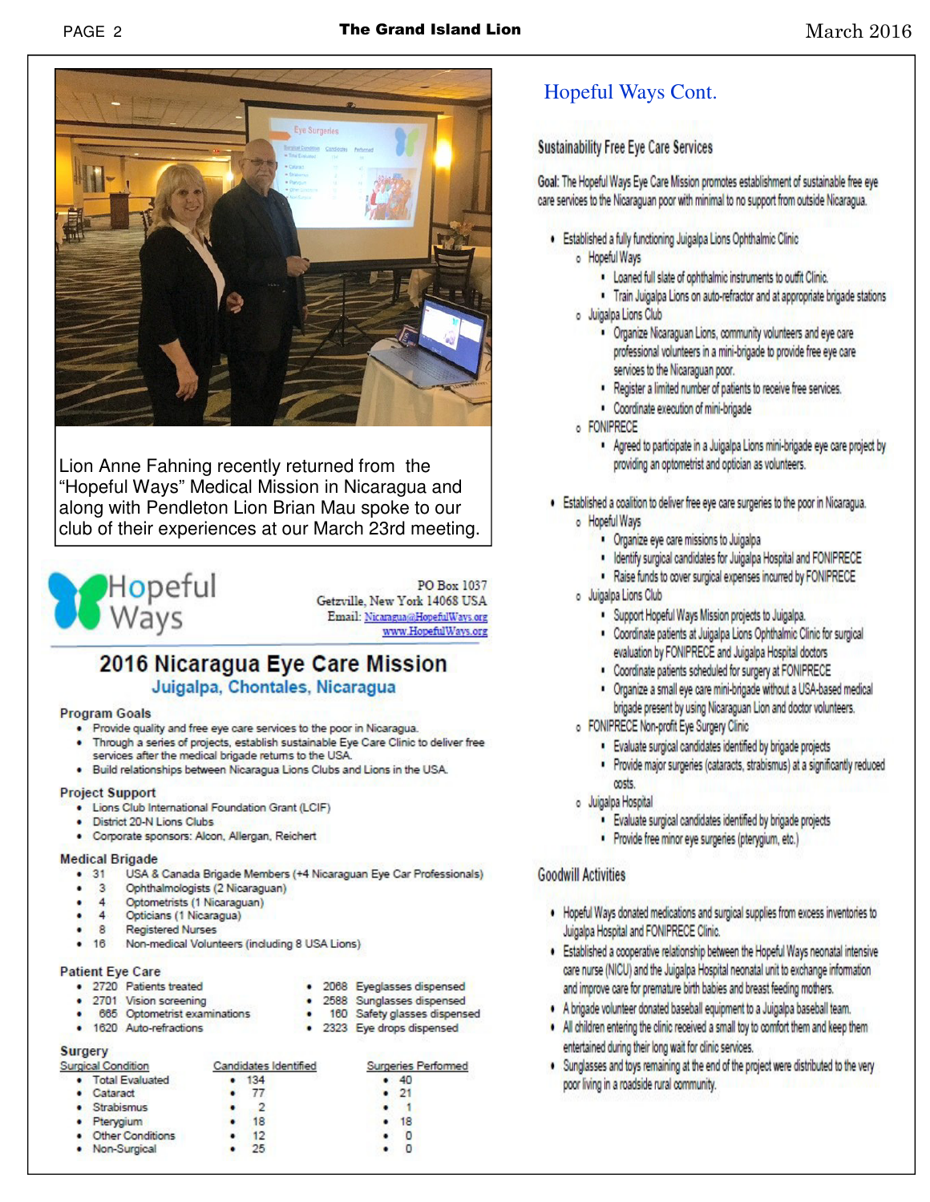Lion Anne Fahning recently returned from the "Hopeful Ways" Medical Mission in Nicaragua and along with Pendleton Lion Brian Mau spoke to our club of their experiences at our March 23rd meeting.

Hopeful Ways

PO Box 1037
Getzville, New York 14068 USA
Email: Nicaragua@HopefulWays.org
www.HopefulWays.org

## 2016 Nicaragua Eye Care Mission

### Juigalpa, Chontales, Nicaragua

**Program Goals**

- Provide quality and free eye care services to the poor in Nicaragua.
- Through a series of projects, establish sustainable Eye Care Clinic to deliver free services after the medical brigade returns to the USA.
- Build relationships between Nicaragua Lions Clubs and Lions in the USA.

**Project Support**

- Lions Club International Foundation Grant (LCIF)
- District 20-N Lions Clubs
- Corporate sponsors: Alcon, Allergan, Reichert

**Medical Brigade**

- 31 USA & Canada Brigade Members (+4 Nicaraguan Eye Car Professionals)
- 3 Ophthalmologists (2 Nicaraguan)
- 4 Optometrists (1 Nicaraguan)
- 4 Opticians (1 Nicaragua)
- 8 Registered Nurses
- 16 Non-medical Volunteers (including 8 USA Lions)

**Patient Eye Care**

- 2720 Patients treated
- 2701 Vision screening
- 665 Optometrist examinations
- 1620 Auto-refractions
- 2068 Eyeglasses dispensed
- 2588 Sunglasses dispensed
- 160 Safety glasses dispensed
- 2323 Eye drops dispensed

**Surgery**

| Surgical Condition | Candidates Identified | Surgeries Performed |
|---|---|---|
| Total Evaluated | 134 | 40 |
| Cataract | 77 | 21 |
| Strabismus | 2 | 1 |
| Pterygium | 18 | 18 |
| Other Conditions | 12 | 0 |
| Non-Surgical | 25 | 0 |

## Hopeful Ways Cont.

### Sustainability Free Eye Care Services

**Goal:** The Hopeful Ways Eye Care Mission promotes establishment of sustainable free eye care services to the Nicaraguan poor with minimal to no support from outside Nicaragua.

- Established a fully functioning Juigalpa Lions Ophthalmic Clinic
  - Hopeful Ways
    - Loaned full slate of ophthalmic instruments to outfit Clinic.
    - Train Juigalpa Lions on auto-refractor and at appropriate brigade stations
  - Juigalpa Lions Club
    - Organize Nicaraguan Lions, community volunteers and eye care professional volunteers in a mini-brigade to provide free eye care services to the Nicaraguan poor.
    - Register a limited number of patients to receive free services.
    - Coordinate execution of mini-brigade
  - FONIPRECE
    - Agreed to participate in a Juigalpa Lions mini-brigade eye care project by providing an optometrist and optician as volunteers.
- Established a coalition to deliver free eye care surgeries to the poor in Nicaragua.
  - Hopeful Ways
    - Organize eye care missions to Juigalpa
    - Identify surgical candidates for Juigalpa Hospital and FONIPRECE
    - Raise funds to cover surgical expenses incurred by FONIPRECE
  - Juigalpa Lions Club
    - Support Hopeful Ways Mission projects to Juigalpa.
    - Coordinate patients at Juigalpa Lions Ophthalmic Clinic for surgical evaluation by FONIPRECE and Juigalpa Hospital doctors
    - Coordinate patients scheduled for surgery at FONIPRECE
    - Organize a small eye care mini-brigade without a USA-based medical brigade present by using Nicaraguan Lion and doctor volunteers.
  - FONIPRECE Non-profit Eye Surgery Clinic
    - Evaluate surgical candidates identified by brigade projects
    - Provide major surgeries (cataracts, strabismus) at a significantly reduced costs.
  - Juigalpa Hospital
    - Evaluate surgical candidates identified by brigade projects
    - Provide free minor eye surgeries (pterygium, etc.)

### Goodwill Activities

- Hopeful Ways donated medications and surgical supplies from excess inventories to Juigalpa Hospital and FONIPRECE Clinic.
- Established a cooperative relationship between the Hopeful Ways neonatal intensive care nurse (NICU) and the Juigalpa Hospital neonatal unit to exchange information and improve care for premature birth babies and breast feeding mothers.
- A brigade volunteer donated baseball equipment to a Juigalpa baseball team.
- All children entering the clinic received a small toy to comfort them and keep them entertained during their long wait for clinic services.
- Sunglasses and toys remaining at the end of the project were distributed to the very poor living in a roadside rural community.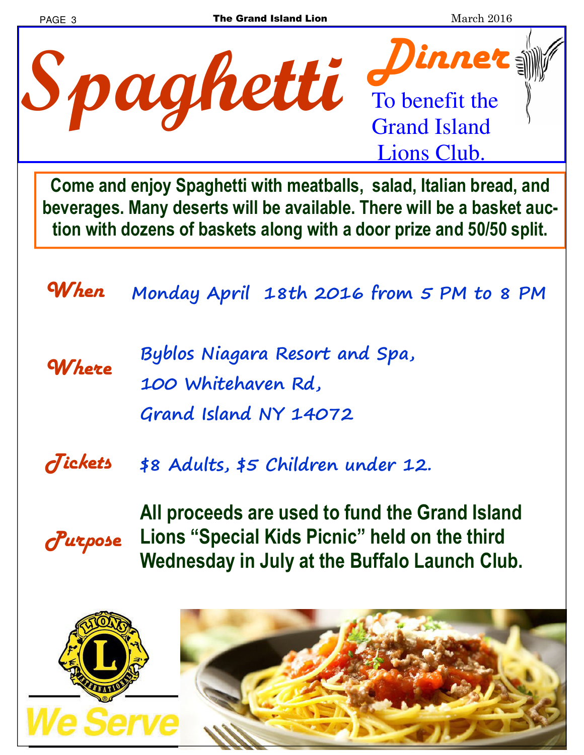# Spaghetti Dinner

To benefit the Grand Island Lions Club.

**Come and enjoy Spaghetti with meatballs, salad, Italian bread, and beverages. Many deserts will be available. There will be a basket auction with dozens of baskets along with a door prize and 50/50 split.**

**When** Monday April 18th 2016 from 5 PM to 8 PM

**Where** Byblos Niagara Resort and Spa,
100 Whitehaven Rd,
Grand Island NY 14072

**Tickets** $8 Adults, $5 Children under 12.

**Purpose** **All proceeds are used to fund the Grand Island Lions "Special Kids Picnic" held on the third Wednesday in July at the Buffalo Launch Club.**

We Serve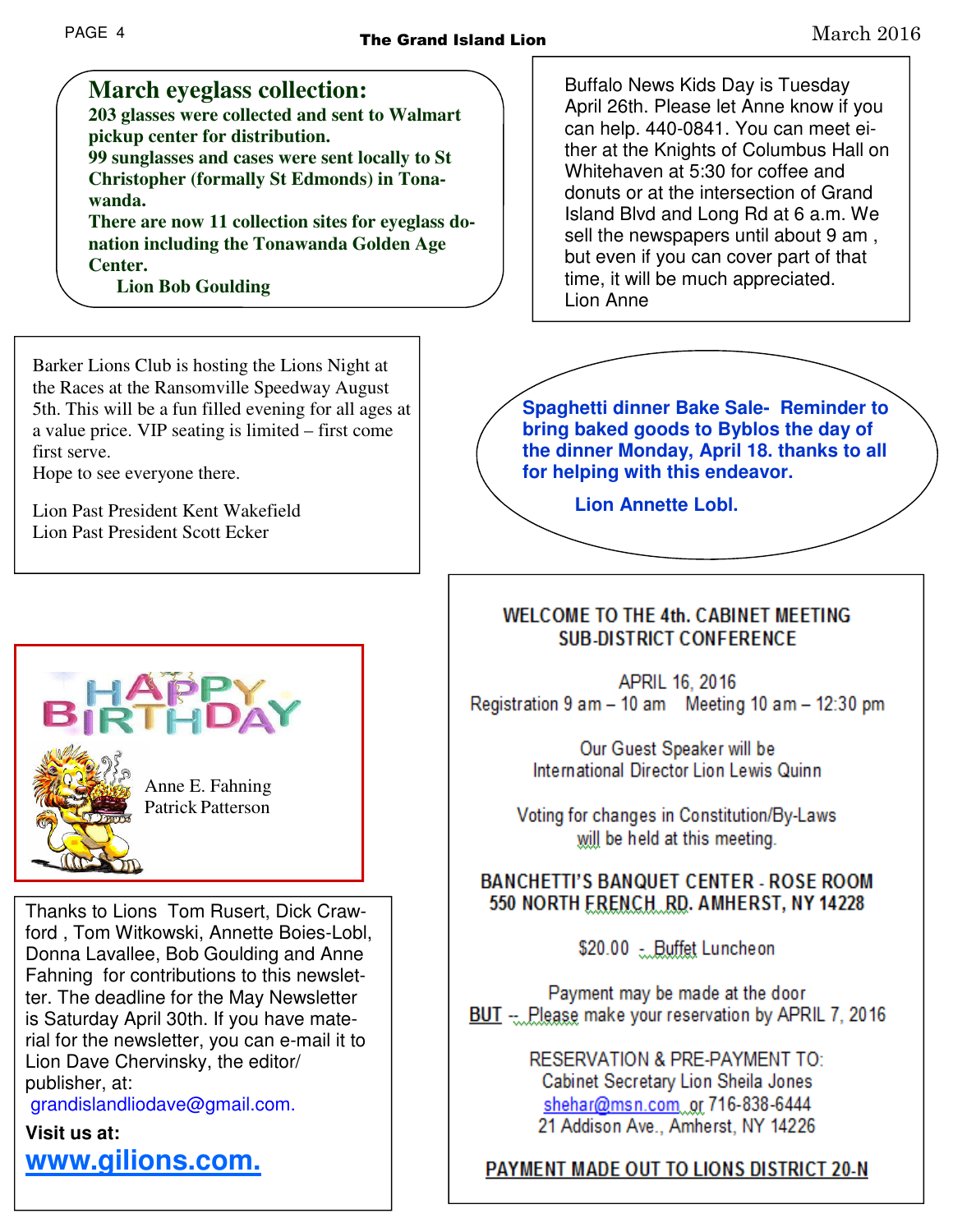## March eyeglass collection:

**203 glasses were collected and sent to Walmart pickup center for distribution.**
**99 sunglasses and cases were sent locally to St Christopher (formally St Edmonds) in Tonawanda.**
**There are now 11 collection sites for eyeglass donation including the Tonawanda Golden Age Center.**

**Lion Bob Goulding**

Buffalo News Kids Day is Tuesday April 26th. Please let Anne know if you can help. 440-0841. You can meet either at the Knights of Columbus Hall on Whitehaven at 5:30 for coffee and donuts or at the intersection of Grand Island Blvd and Long Rd at 6 a.m. We sell the newspapers until about 9 am , but even if you can cover part of that time, it will be much appreciated.
Lion Anne

Barker Lions Club is hosting the Lions Night at the Races at the Ransomville Speedway August 5th. This will be a fun filled evening for all ages at a value price. VIP seating is limited – first come first serve.
Hope to see everyone there.

Lion Past President Kent Wakefield
Lion Past President Scott Ecker

**Spaghetti dinner Bake Sale- Reminder to bring baked goods to Byblos the day of the dinner Monday, April 18. thanks to all for helping with this endeavor.**

**Lion Annette Lobl.**

HAPPY BIRTHDAY

Anne E. Fahning
Patrick Patterson

WELCOME TO THE 4th. CABINET MEETING
SUB-DISTRICT CONFERENCE

APRIL 16, 2016
Registration 9 am – 10 am Meeting 10 am – 12:30 pm

Our Guest Speaker will be
International Director Lion Lewis Quinn

Voting for changes in Constitution/By-Laws will be held at this meeting.

**BANCHETTI'S BANQUET CENTER - ROSE ROOM**
**550 NORTH FRENCH RD. AMHERST, NY 14228**

$20.00 - Buffet Luncheon

Payment may be made at the door
**BUT** -- Please make your reservation by APRIL 7, 2016

RESERVATION & PRE-PAYMENT TO:
Cabinet Secretary Lion Sheila Jones
shehar@msn.com or 716-838-6444
21 Addison Ave., Amherst, NY 14226

**PAYMENT MADE OUT TO LIONS DISTRICT 20-N**

Thanks to Lions Tom Rusert, Dick Crawford , Tom Witkowski, Annette Boies-Lobl, Donna Lavallee, Bob Goulding and Anne Fahning for contributions to this newsletter. The deadline for the May Newsletter is Saturday April 30th. If you have material for the newsletter, you can e-mail it to Lion Dave Chervinsky, the editor/ publisher, at:
grandislandliodave@gmail.com.

**Visit us at:**

**www.gilions.com.**